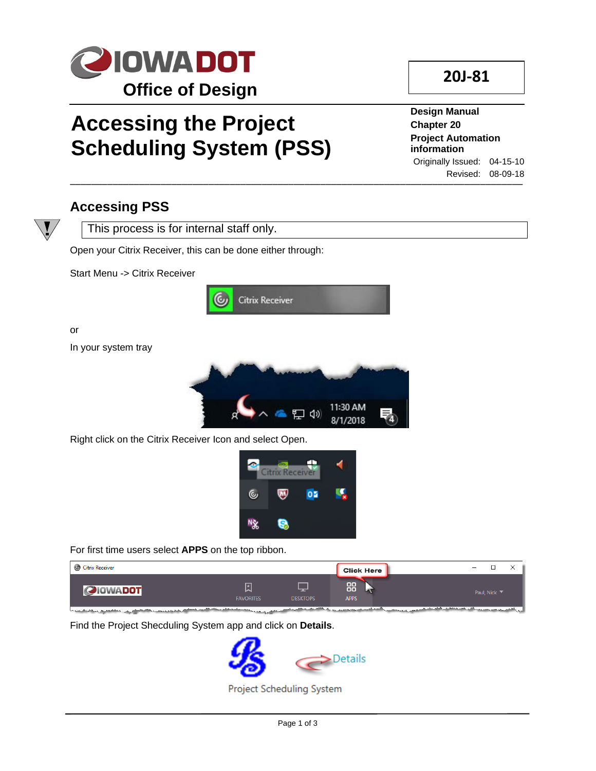# IOWA DOT

**Office of Design**

**20J-81**

# Accessing the Project Scheduling System (PSS)

**Design Manual**
**Chapter 20**
**Project Automation information**

Originally Issued: 04-15-10
Revised: 08-09-18

## Accessing PSS

This process is for internal staff only.

Open your Citrix Receiver, this can be done either through:

Start Menu -> Citrix Receiver

or

In your system tray

Right click on the Citrix Receiver Icon and select Open.

For first time users select **APPS** on the top ribbon.

Find the Project Shecduling System app and click on **Details**.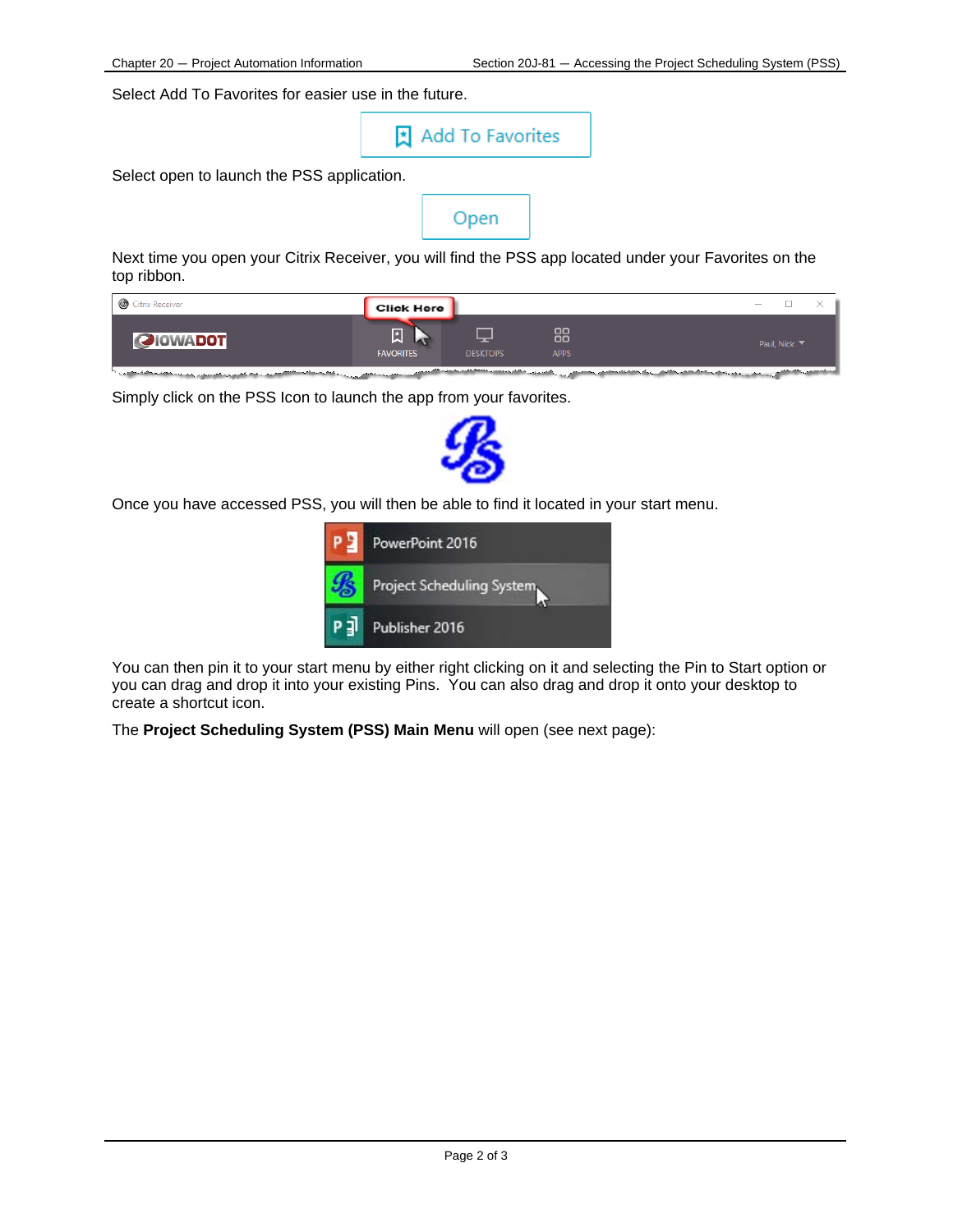Select Add To Favorites for easier use in the future.

Select open to launch the PSS application.

Next time you open your Citrix Receiver, you will find the PSS app located under your Favorites on the top ribbon.

Simply click on the PSS Icon to launch the app from your favorites.

Once you have accessed PSS, you will then be able to find it located in your start menu.

You can then pin it to your start menu by either right clicking on it and selecting the Pin to Start option or you can drag and drop it into your existing Pins. You can also drag and drop it onto your desktop to create a shortcut icon.

The **Project Scheduling System (PSS) Main Menu** will open (see next page):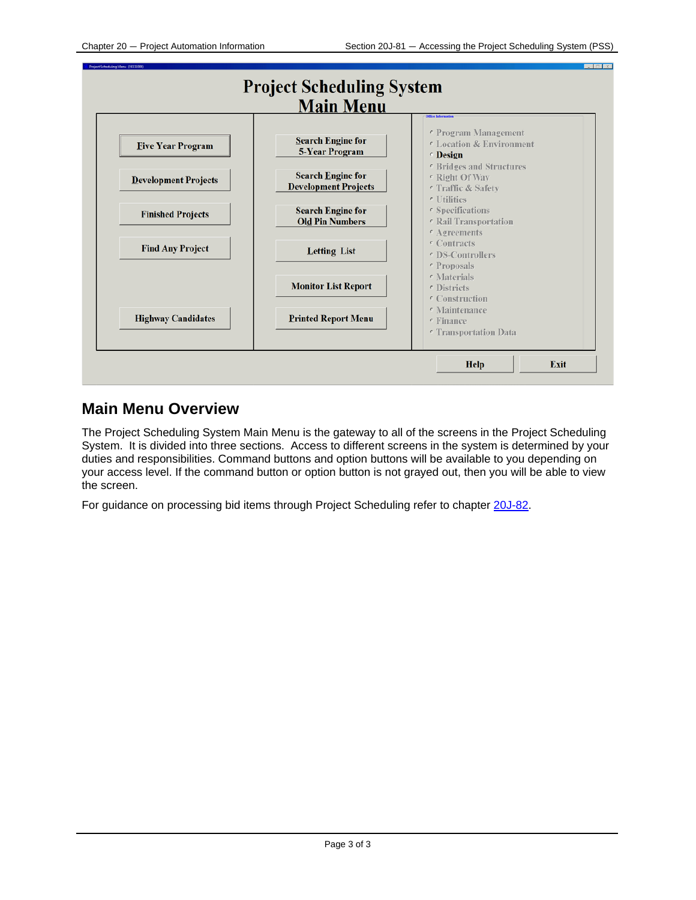## Project Scheduling System Main Menu

| | | Office Information |
|---|---|---|
| Five Year Program | Search Engine for 5-Year Program | Program Management |
| Development Projects | Search Engine for Development Projects | Location & Environment |
| Finished Projects | Search Engine for Old Pin Numbers | Design |
| Find Any Project | Letting List | Bridges and Structures |
| | Monitor List Report | Right Of Way |
| Highway Candidates | Printed Report Menu | Traffic & Safety |
| | | Utilities |
| | | Specifications |
| | | Rail Transportation |
| | | Agreements |
| | | Contracts |
| | | DS-Controllers |
| | | Proposals |
| | | Materials |
| | | Districts |
| | | Construction |
| | | Maintenance |
| | | Finance |
| | | Transportation Data |

Help | Exit

## Main Menu Overview

The Project Scheduling System Main Menu is the gateway to all of the screens in the Project Scheduling System. It is divided into three sections. Access to different screens in the system is determined by your duties and responsibilities. Command buttons and option buttons will be available to you depending on your access level. If the command button or option button is not grayed out, then you will be able to view the screen.

For guidance on processing bid items through Project Scheduling refer to chapter 20J-82.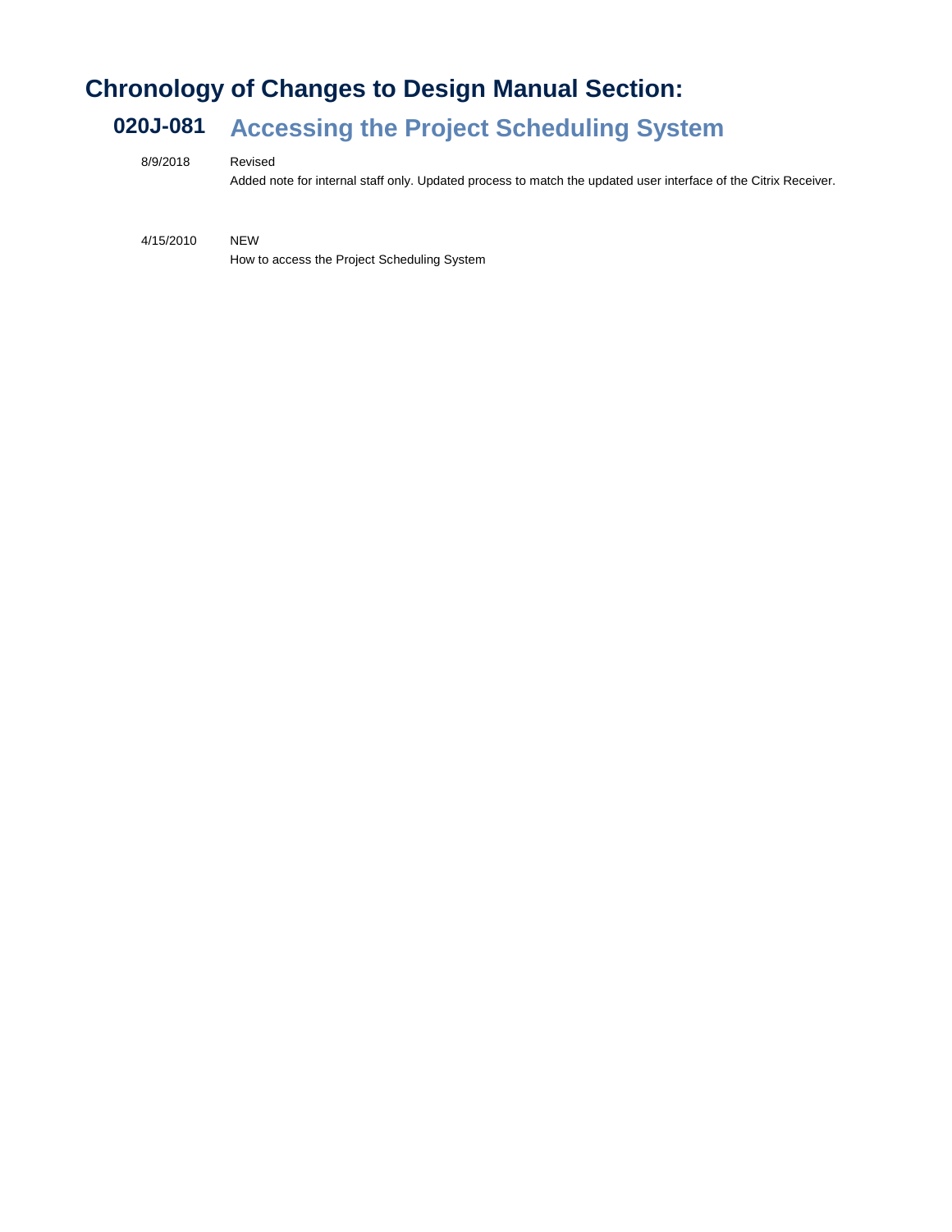# Chronology of Changes to Design Manual Section:

## 020J-081 Accessing the Project Scheduling System

8/9/2018 Revised

Added note for internal staff only. Updated process to match the updated user interface of the Citrix Receiver.

4/15/2010 NEW

How to access the Project Scheduling System